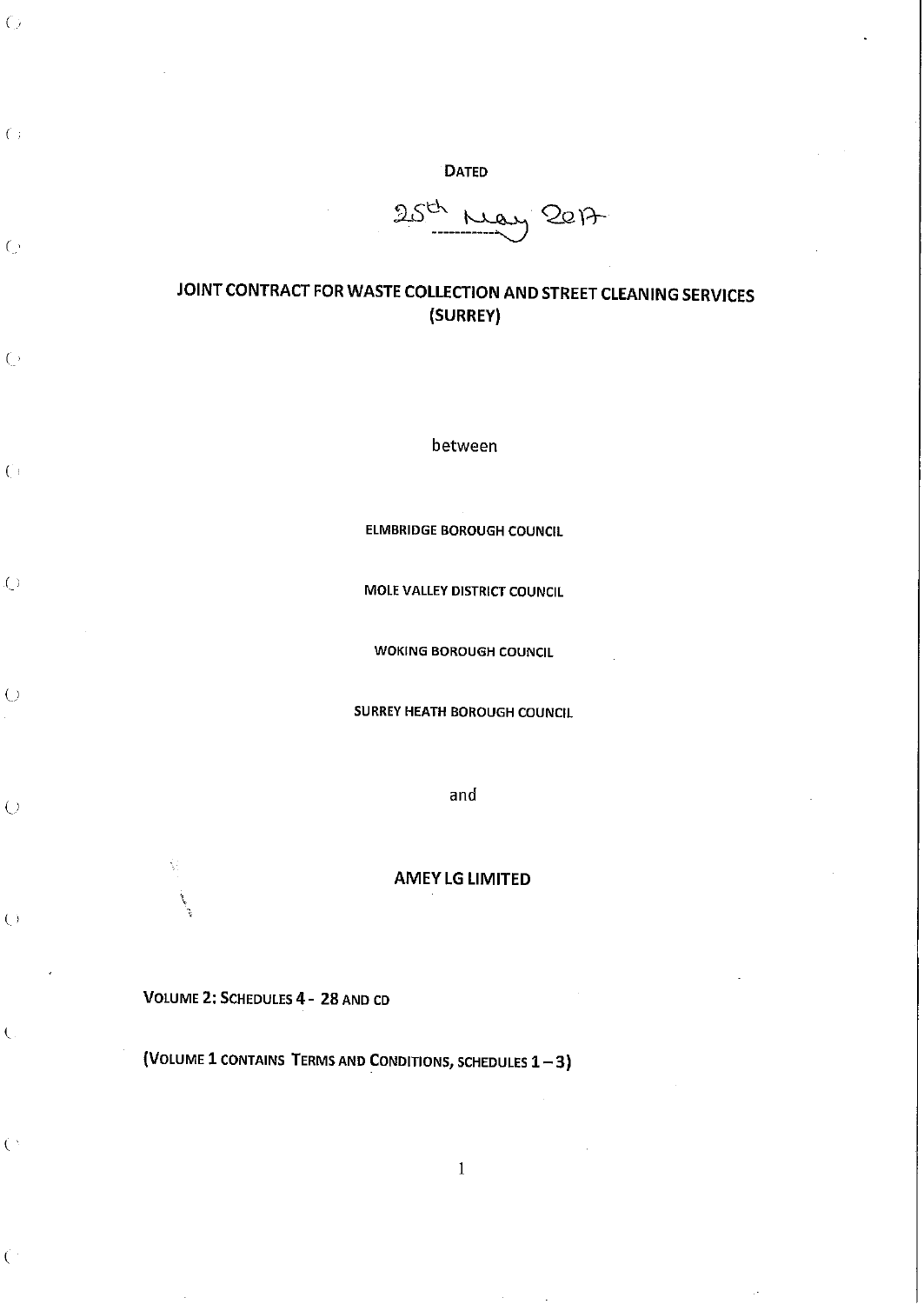DATED

25th May 2017

# JOINT CONTRACT FOR WASTE COLLECTION AND STREET CLEANING SERVICES (SURREY)

between

ELMBRIDGE BOROUGH COUNCIL

MOLE VALLEY DISTRICT COUNCIL

WOKING BOROUGH COUNCIL

SURREY HEATH BOROUGH COUNCIL

and

**AMEY LG LIMITED**

**VOLUME 2: SCHEDULES 4 - 28 AND CD**

**(VOLUME 1 CONTAINS TERMS AND CONDITIONS, SCHEDULES 1 – 3)**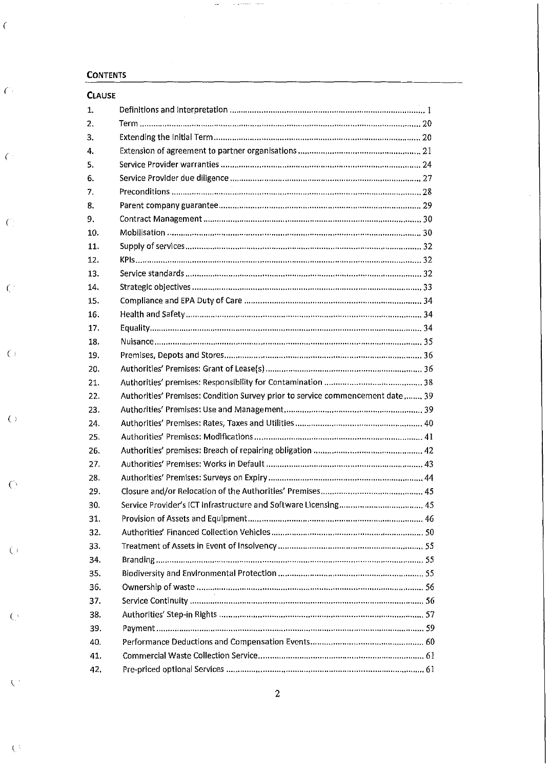## CONTENTS

**CLAUSE**

| | | |
|---|---|---|
| 1. | Definitions and Interpretation | 1 |
| 2. | Term | 20 |
| 3. | Extending the Initial Term | 20 |
| 4. | Extension of agreement to partner organisations | 21 |
| 5. | Service Provider warranties | 24 |
| 6. | Service Provider due diligence | 27 |
| 7. | Preconditions | 28 |
| 8. | Parent company guarantee | 29 |
| 9. | Contract Management | 30 |
| 10. | Mobilisation | 30 |
| 11. | Supply of services | 32 |
| 12. | KPIs | 32 |
| 13. | Service standards | 32 |
| 14. | Strategic objectives | 33 |
| 15. | Compliance and EPA Duty of Care | 34 |
| 16. | Health and Safety | 34 |
| 17. | Equality | 34 |
| 18. | Nuisance | 35 |
| 19. | Premises, Depots and Stores | 36 |
| 20. | Authorities' Premises: Grant of Lease(s) | 36 |
| 21. | Authorities' premises: Responsibility for Contamination | 38 |
| 22. | Authorities' Premises: Condition Survey prior to service commencement date | 39 |
| 23. | Authorities' Premises: Use and Management | 39 |
| 24. | Authorities' Premises: Rates, Taxes and Utilities | 40 |
| 25. | Authorities' Premises: Modifications | 41 |
| 26. | Authorities' premises: Breach of repairing obligation | 42 |
| 27. | Authorities' Premises: Works in Default | 43 |
| 28. | Authorities' Premises: Surveys on Expiry | 44 |
| 29. | Closure and/or Relocation of the Authorities' Premises | 45 |
| 30. | Service Provider's ICT Infrastructure and Software Licensing | 45 |
| 31. | Provision of Assets and Equipment | 46 |
| 32. | Authorities' Financed Collection Vehicles | 50 |
| 33. | Treatment of Assets in Event of Insolvency | 55 |
| 34. | Branding | 55 |
| 35. | Biodiversity and Environmental Protection | 55 |
| 36. | Ownership of waste | 56 |
| 37. | Service Continuity | 56 |
| 38. | Authorities' Step-in Rights | 57 |
| 39. | Payment | 59 |
| 40. | Performance Deductions and Compensation Events | 60 |
| 41. | Commercial Waste Collection Service | 61 |
| 42. | Pre-priced optional Services | 61 |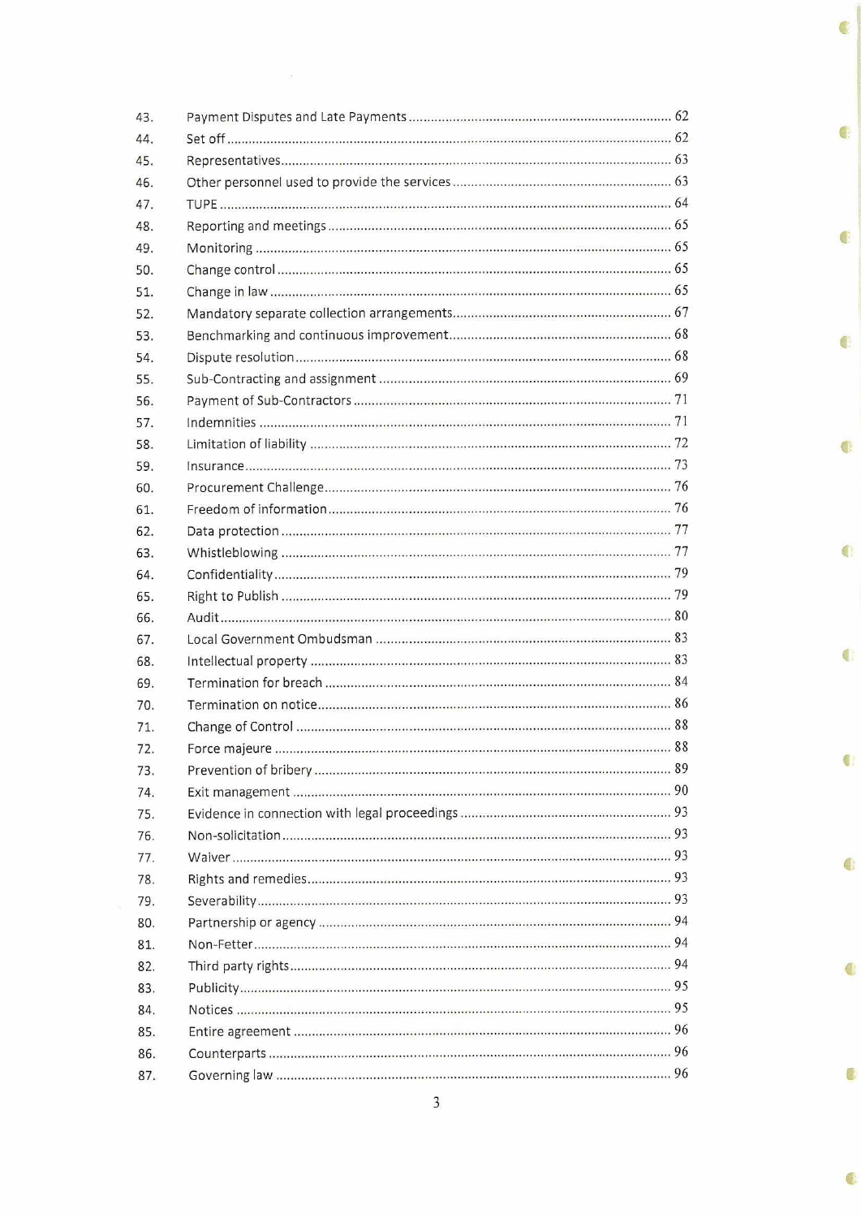| | | |
|---|---|---|
| 43. | Payment Disputes and Late Payments | 62 |
| 44. | Set off | 62 |
| 45. | Representatives | 63 |
| 46. | Other personnel used to provide the services | 63 |
| 47. | TUPE | 64 |
| 48. | Reporting and meetings | 65 |
| 49. | Monitoring | 65 |
| 50. | Change control | 65 |
| 51. | Change in law | 65 |
| 52. | Mandatory separate collection arrangements | 67 |
| 53. | Benchmarking and continuous improvement | 68 |
| 54. | Dispute resolution | 68 |
| 55. | Sub-Contracting and assignment | 69 |
| 56. | Payment of Sub-Contractors | 71 |
| 57. | Indemnities | 71 |
| 58. | Limitation of liability | 72 |
| 59. | Insurance | 73 |
| 60. | Procurement Challenge | 76 |
| 61. | Freedom of information | 76 |
| 62. | Data protection | 77 |
| 63. | Whistleblowing | 77 |
| 64. | Confidentiality | 79 |
| 65. | Right to Publish | 79 |
| 66. | Audit | 80 |
| 67. | Local Government Ombudsman | 83 |
| 68. | Intellectual property | 83 |
| 69. | Termination for breach | 84 |
| 70. | Termination on notice | 86 |
| 71. | Change of Control | 88 |
| 72. | Force majeure | 88 |
| 73. | Prevention of bribery | 89 |
| 74. | Exit management | 90 |
| 75. | Evidence in connection with legal proceedings | 93 |
| 76. | Non-solicitation | 93 |
| 77. | Waiver | 93 |
| 78. | Rights and remedies | 93 |
| 79. | Severability | 93 |
| 80. | Partnership or agency | 94 |
| 81. | Non-Fetter | 94 |
| 82. | Third party rights | 94 |
| 83. | Publicity | 95 |
| 84. | Notices | 95 |
| 85. | Entire agreement | 96 |
| 86. | Counterparts | 96 |
| 87. | Governing law | 96 |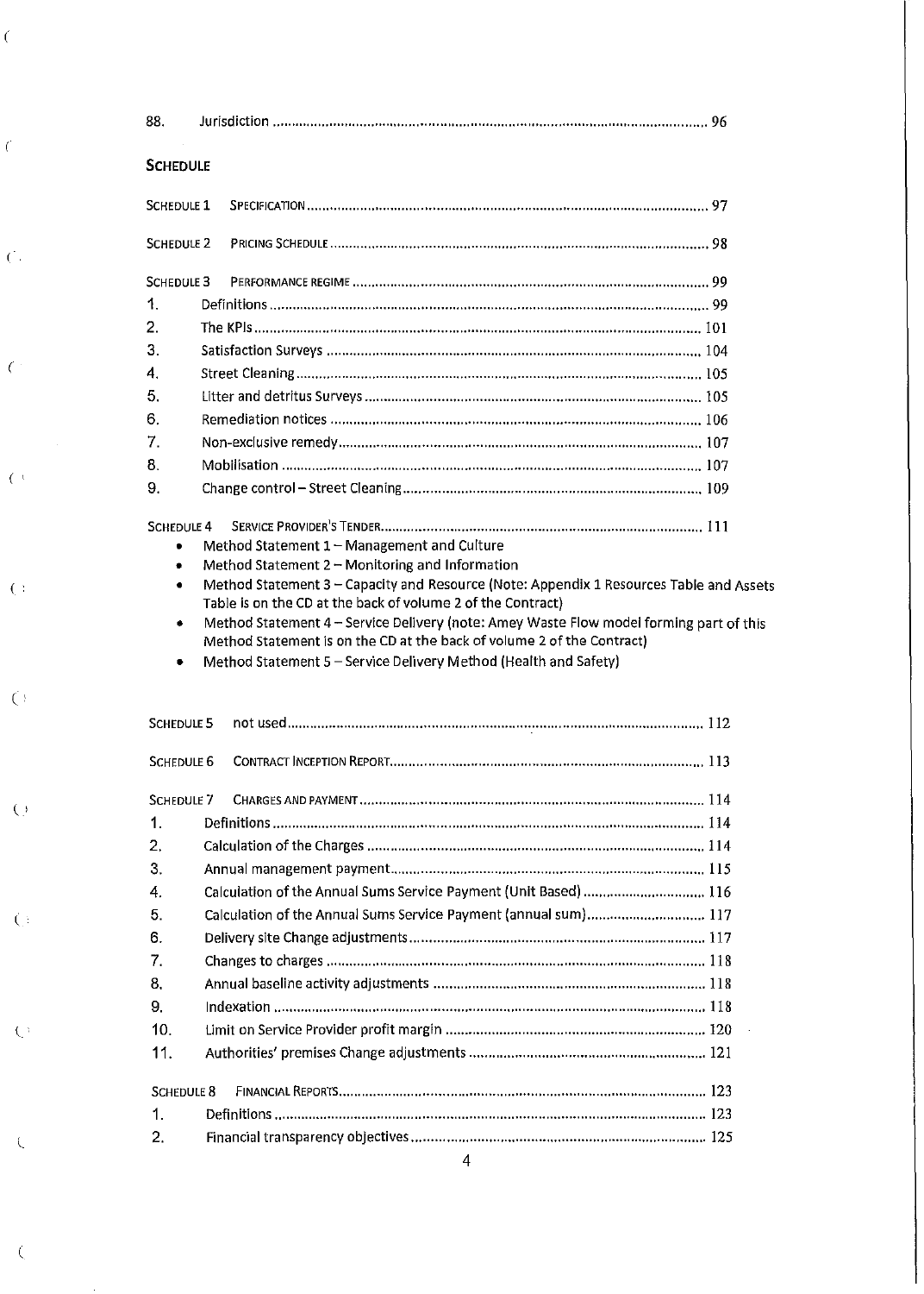88. Jurisdiction .......................................................................................................... 96

**SCHEDULE**

SCHEDULE 1 SPECIFICATION .......................................................................................................... 97

SCHEDULE 2 PRICING SCHEDULE .......................................................................................................... 98

SCHEDULE 3 PERFORMANCE REGIME .......................................................................................................... 99

1. Definitions .......................................................................................................... 99
2. The KPIs .......................................................................................................... 101
3. Satisfaction Surveys .......................................................................................................... 104
4. Street Cleaning .......................................................................................................... 105
5. Litter and detritus Surveys .......................................................................................................... 105
6. Remediation notices .......................................................................................................... 106
7. Non-exclusive remedy .......................................................................................................... 107
8. Mobilisation .......................................................................................................... 107
9. Change control – Street Cleaning .......................................................................................................... 109

SCHEDULE 4 SERVICE PROVIDER'S TENDER .......................................................................................................... 111

- Method Statement 1 – Management and Culture
- Method Statement 2 – Monitoring and Information
- Method Statement 3 – Capacity and Resource (Note: Appendix 1 Resources Table and Assets Table is on the CD at the back of volume 2 of the Contract)
- Method Statement 4 – Service Delivery (note: Amey Waste Flow model forming part of this Method Statement is on the CD at the back of volume 2 of the Contract)
- Method Statement 5 – Service Delivery Method (Health and Safety)

SCHEDULE 5 not used .......................................................................................................... 112

SCHEDULE 6 CONTRACT INCEPTION REPORT .......................................................................................................... 113

SCHEDULE 7 CHARGES AND PAYMENT .......................................................................................................... 114

1. Definitions .......................................................................................................... 114
2. Calculation of the Charges .......................................................................................................... 114
3. Annual management payment .......................................................................................................... 115
4. Calculation of the Annual Sums Service Payment (Unit Based) .......................................................................................................... 116
5. Calculation of the Annual Sums Service Payment (annual sum) .......................................................................................................... 117
6. Delivery site Change adjustments .......................................................................................................... 117
7. Changes to charges .......................................................................................................... 118
8. Annual baseline activity adjustments .......................................................................................................... 118
9. Indexation .......................................................................................................... 118
10. Limit on Service Provider profit margin .......................................................................................................... 120
11. Authorities' premises Change adjustments .......................................................................................................... 121

SCHEDULE 8 FINANCIAL REPORTS .......................................................................................................... 123

1. Definitions .......................................................................................................... 123
2. Financial transparency objectives .......................................................................................................... 125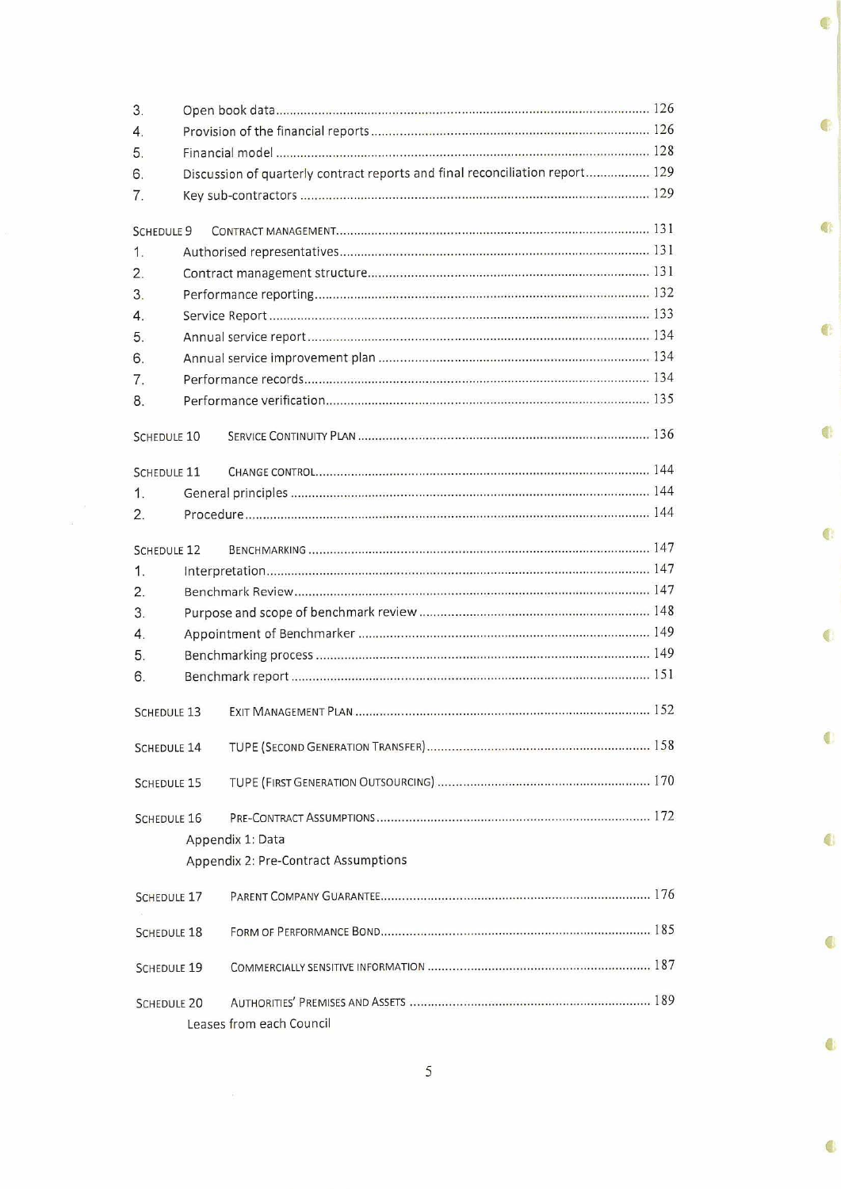3. Open book data ........................................................................................ 126
4. Provision of the financial reports ............................................................ 126
5. Financial model ........................................................................................ 128
6. Discussion of quarterly contract reports and final reconciliation report .................. 129
7. Key sub-contractors ................................................................................. 129

SCHEDULE 9 CONTRACT MANAGEMENT ............................................................ 131
1. Authorised representatives ...................................................................... 131
2. Contract management structure .............................................................. 131
3. Performance reporting ............................................................................ 132
4. Service Report ......................................................................................... 133
5. Annual service report .............................................................................. 134
6. Annual service improvement plan .......................................................... 134
7. Performance records ................................................................................ 134
8. Performance verification ......................................................................... 135

SCHEDULE 10 SERVICE CONTINUITY PLAN ....................................................... 136

SCHEDULE 11 CHANGE CONTROL ...................................................................... 144
1. General principles ................................................................................... 144
2. Procedure ................................................................................................. 144

SCHEDULE 12 BENCHMARKING .......................................................................... 147
1. Interpretation ........................................................................................... 147
2. Benchmark Review .................................................................................. 147
3. Purpose and scope of benchmark review ................................................ 148
4. Appointment of Benchmarker ................................................................. 149
5. Benchmarking process ............................................................................ 149
6. Benchmark report .................................................................................... 151

SCHEDULE 13 EXIT MANAGEMENT PLAN ......................................................... 152

SCHEDULE 14 TUPE (SECOND GENERATION TRANSFER) .................................. 158

SCHEDULE 15 TUPE (FIRST GENERATION OUTSOURCING) ................................ 170

SCHEDULE 16 PRE-CONTRACT ASSUMPTIONS ................................................. 172
Appendix 1: Data
Appendix 2: Pre-Contract Assumptions

SCHEDULE 17 PARENT COMPANY GUARANTEE .................................................. 176

SCHEDULE 18 FORM OF PERFORMANCE BOND .................................................. 185

SCHEDULE 19 COMMERCIALLY SENSITIVE INFORMATION ................................ 187

SCHEDULE 20 AUTHORITIES' PREMISES AND ASSETS ....................................... 189
Leases from each Council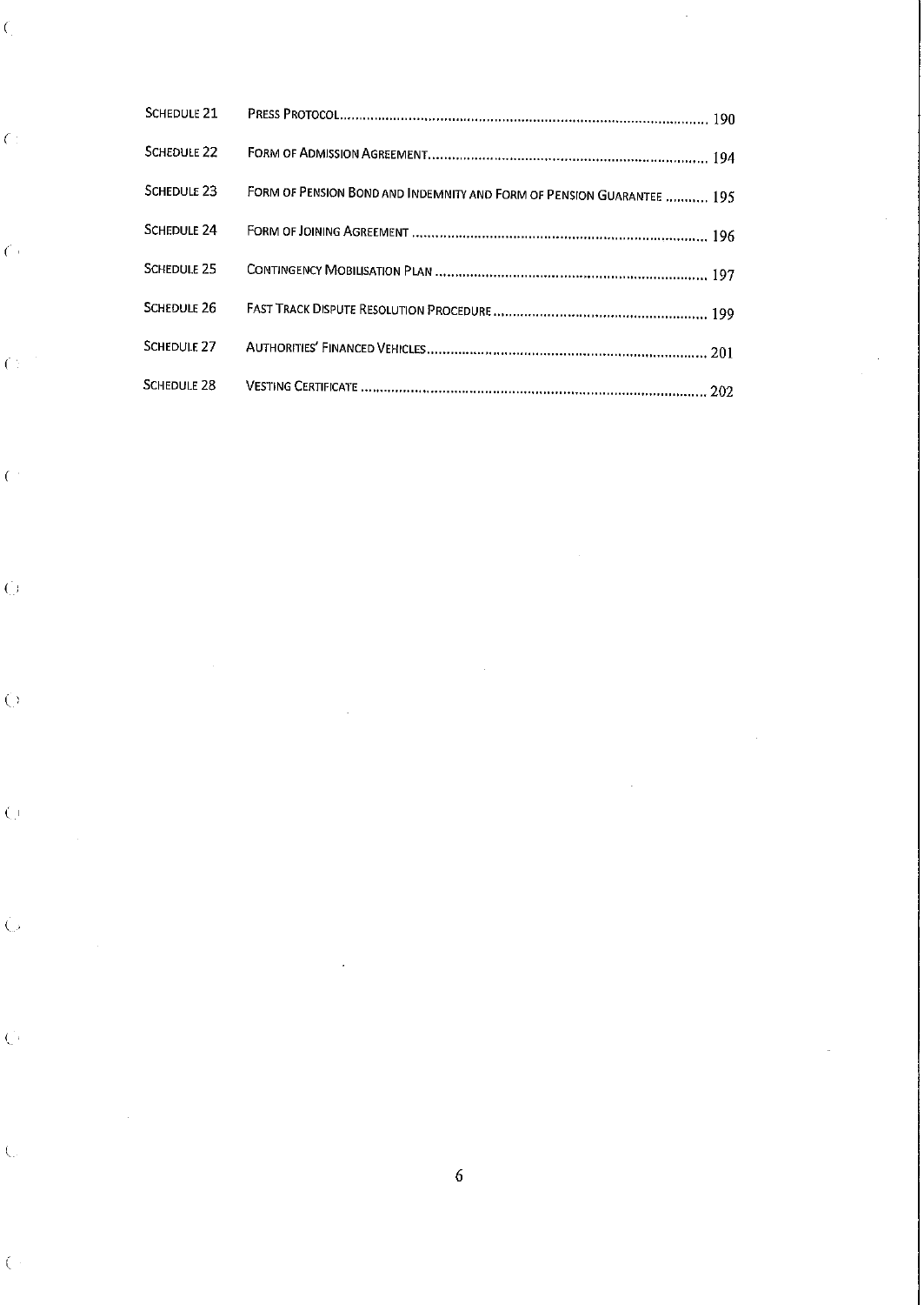| | | |
|---|---|---|
| SCHEDULE 21 | PRESS PROTOCOL | 190 |
| SCHEDULE 22 | FORM OF ADMISSION AGREEMENT | 194 |
| SCHEDULE 23 | FORM OF PENSION BOND AND INDEMNITY AND FORM OF PENSION GUARANTEE | 195 |
| SCHEDULE 24 | FORM OF JOINING AGREEMENT | 196 |
| SCHEDULE 25 | CONTINGENCY MOBILISATION PLAN | 197 |
| SCHEDULE 26 | FAST TRACK DISPUTE RESOLUTION PROCEDURE | 199 |
| SCHEDULE 27 | AUTHORITIES' FINANCED VEHICLES | 201 |
| SCHEDULE 28 | VESTING CERTIFICATE | 202 |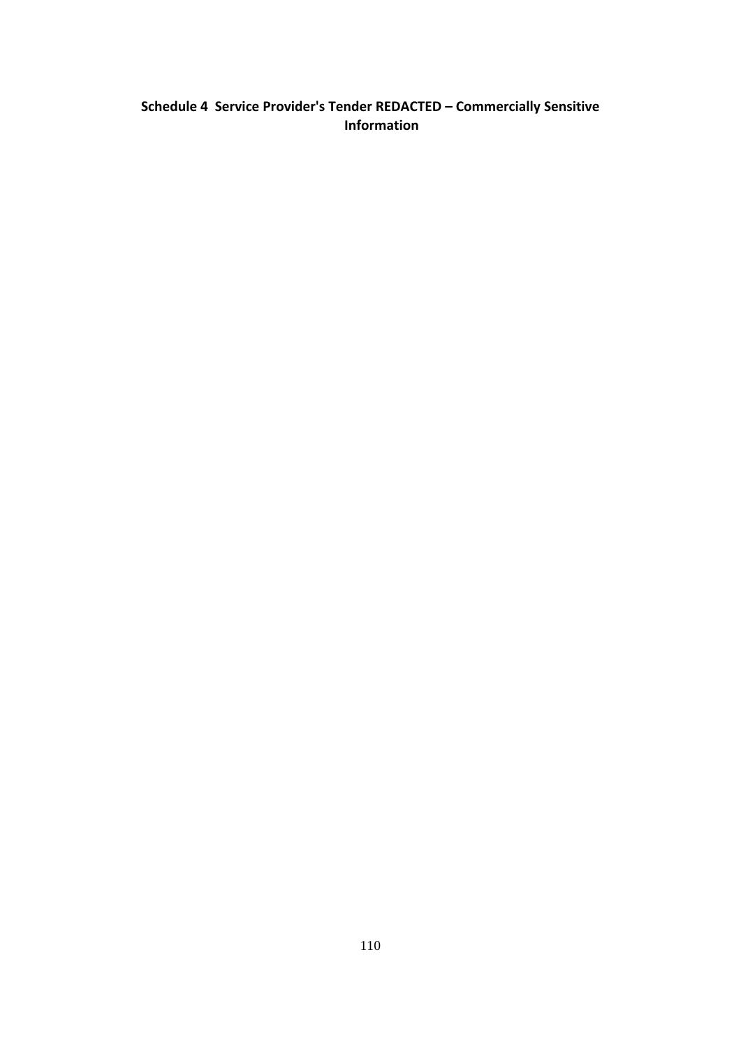**Schedule 4 Service Provider's Tender REDACTED – Commercially Sensitive Information**